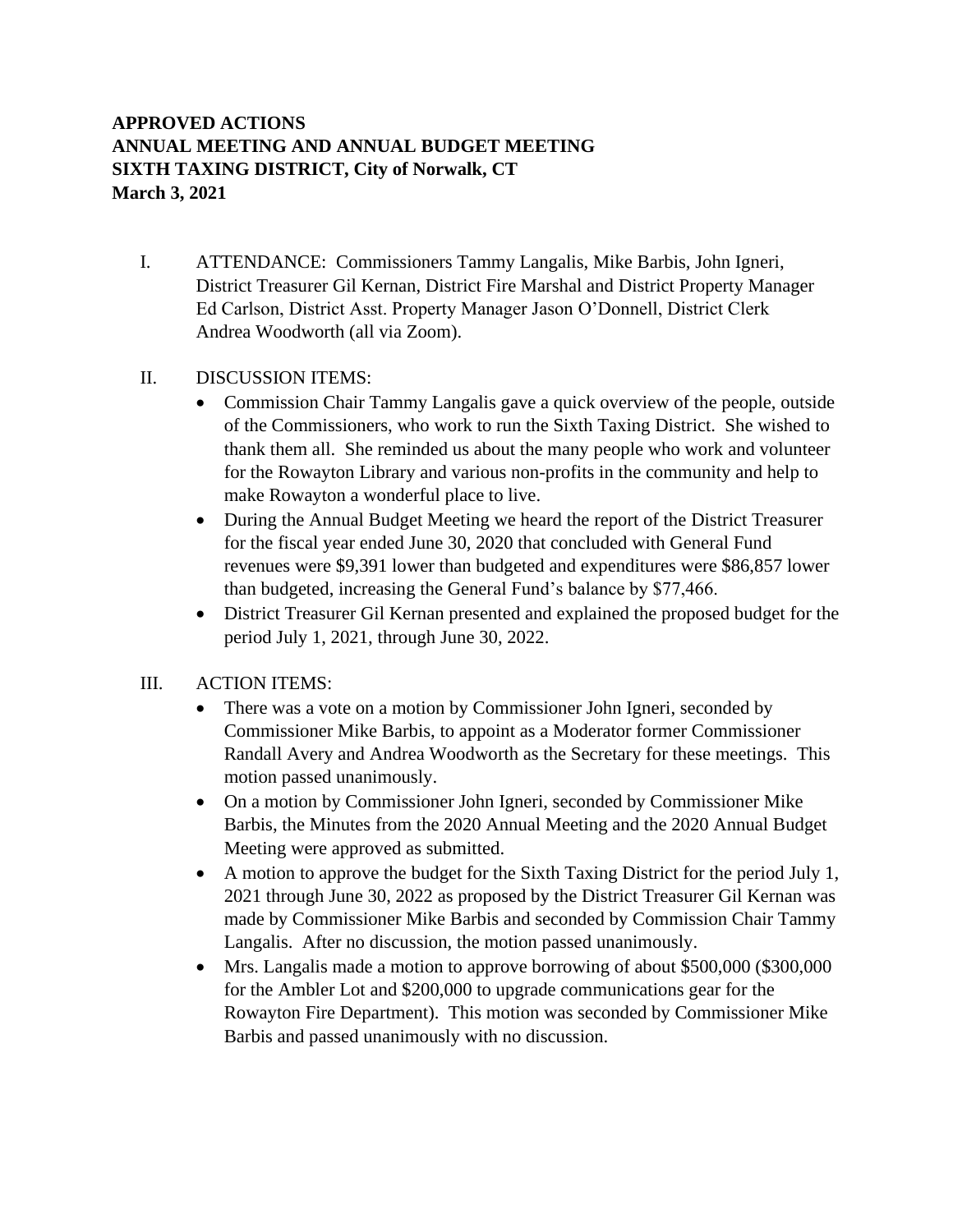**APPROVED ACTIONS**
**ANNUAL MEETING AND ANNUAL BUDGET MEETING**
**SIXTH TAXING DISTRICT, City of Norwalk, CT**
**March 3, 2021**

I. ATTENDANCE: Commissioners Tammy Langalis, Mike Barbis, John Igneri, District Treasurer Gil Kernan, District Fire Marshal and District Property Manager Ed Carlson, District Asst. Property Manager Jason O'Donnell, District Clerk Andrea Woodworth (all via Zoom).

II. DISCUSSION ITEMS:

- Commission Chair Tammy Langalis gave a quick overview of the people, outside of the Commissioners, who work to run the Sixth Taxing District. She wished to thank them all. She reminded us about the many people who work and volunteer for the Rowayton Library and various non-profits in the community and help to make Rowayton a wonderful place to live.
- During the Annual Budget Meeting we heard the report of the District Treasurer for the fiscal year ended June 30, 2020 that concluded with General Fund revenues were $9,391 lower than budgeted and expenditures were $86,857 lower than budgeted, increasing the General Fund's balance by $77,466.
- District Treasurer Gil Kernan presented and explained the proposed budget for the period July 1, 2021, through June 30, 2022.

III. ACTION ITEMS:

- There was a vote on a motion by Commissioner John Igneri, seconded by Commissioner Mike Barbis, to appoint as a Moderator former Commissioner Randall Avery and Andrea Woodworth as the Secretary for these meetings. This motion passed unanimously.
- On a motion by Commissioner John Igneri, seconded by Commissioner Mike Barbis, the Minutes from the 2020 Annual Meeting and the 2020 Annual Budget Meeting were approved as submitted.
- A motion to approve the budget for the Sixth Taxing District for the period July 1, 2021 through June 30, 2022 as proposed by the District Treasurer Gil Kernan was made by Commissioner Mike Barbis and seconded by Commission Chair Tammy Langalis. After no discussion, the motion passed unanimously.
- Mrs. Langalis made a motion to approve borrowing of about $500,000 ($300,000 for the Ambler Lot and $200,000 to upgrade communications gear for the Rowayton Fire Department). This motion was seconded by Commissioner Mike Barbis and passed unanimously with no discussion.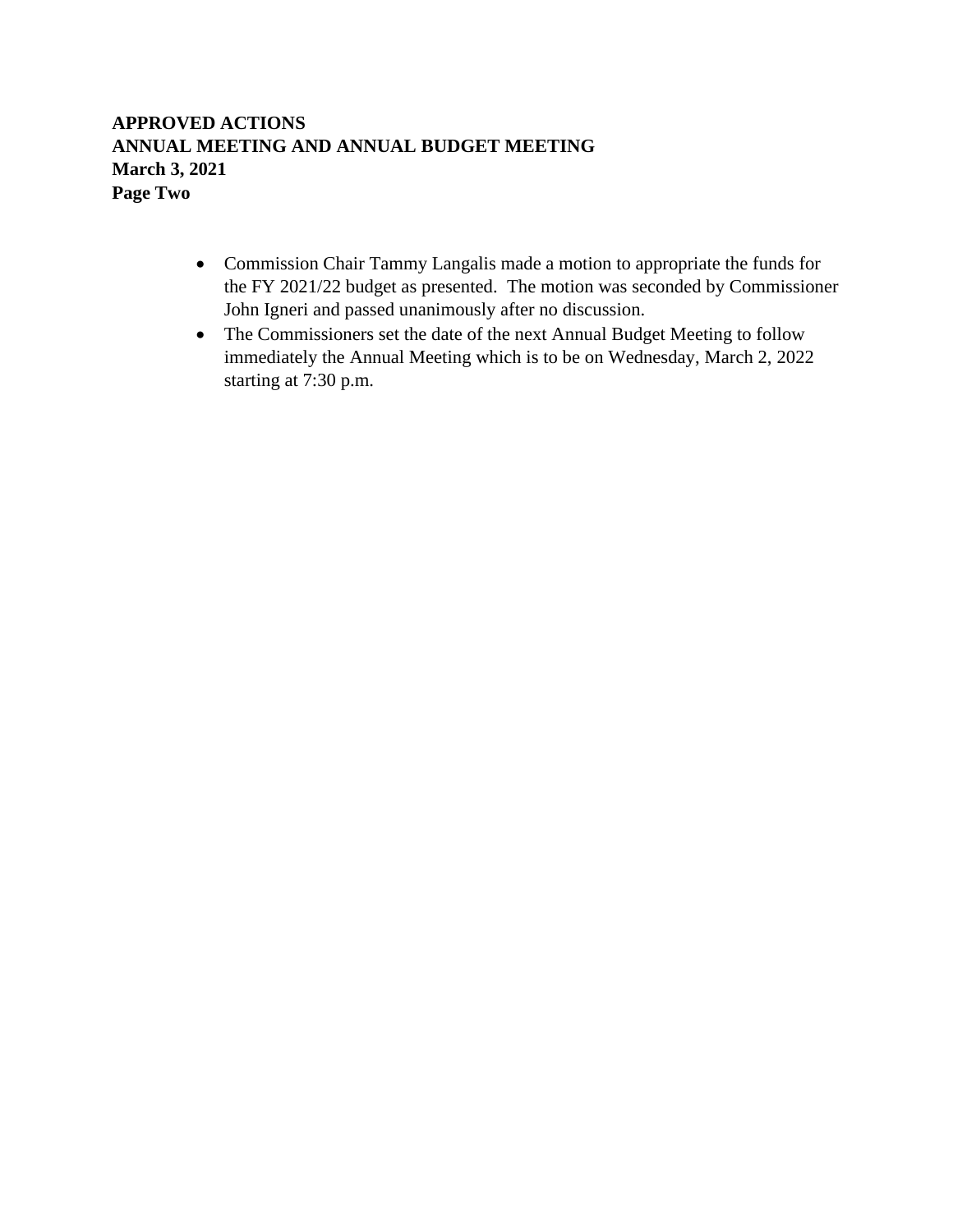**APPROVED ACTIONS**
**ANNUAL MEETING AND ANNUAL BUDGET MEETING**
**March 3, 2021**
**Page Two**

- Commission Chair Tammy Langalis made a motion to appropriate the funds for the FY 2021/22 budget as presented. The motion was seconded by Commissioner John Igneri and passed unanimously after no discussion.
- The Commissioners set the date of the next Annual Budget Meeting to follow immediately the Annual Meeting which is to be on Wednesday, March 2, 2022 starting at 7:30 p.m.